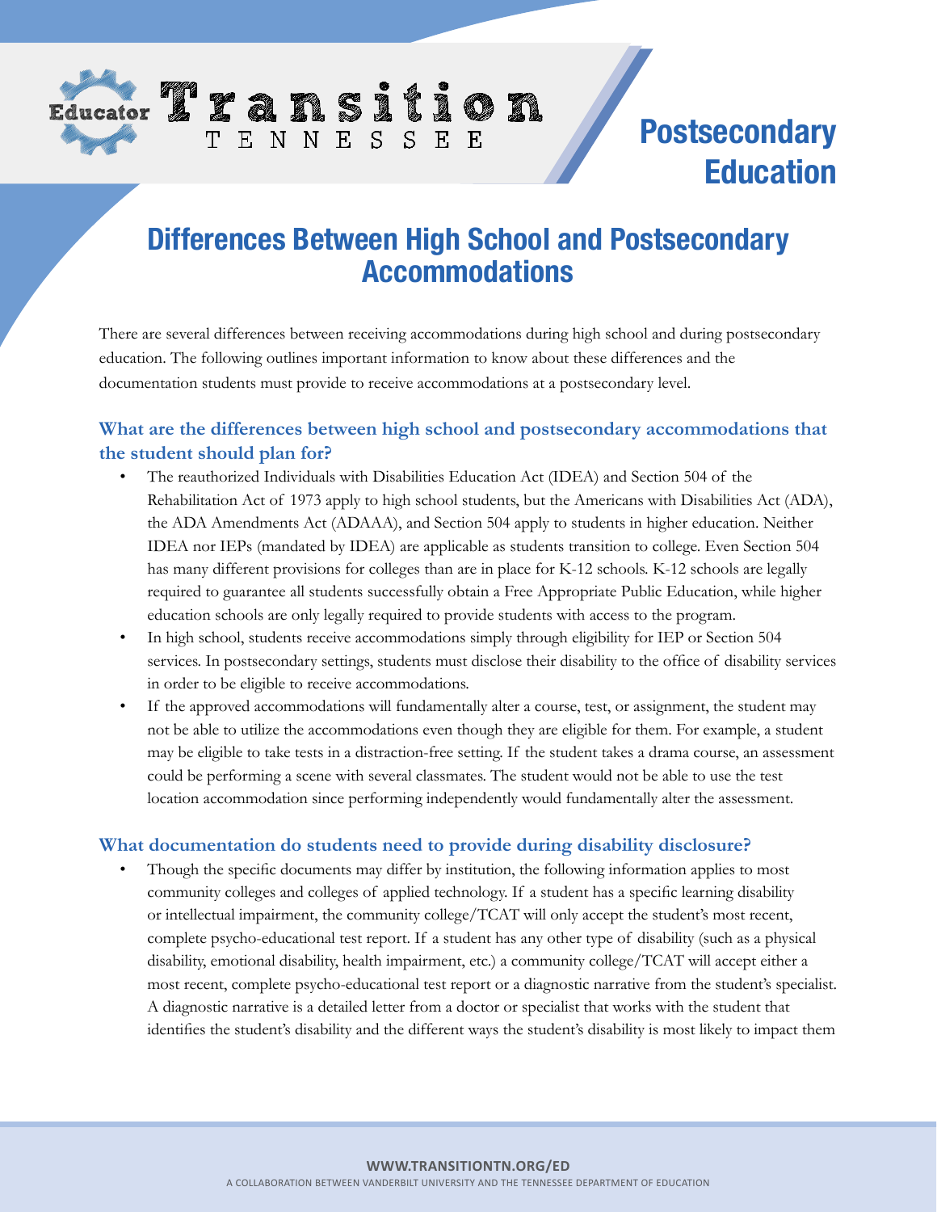Educator Transition TENNESSEE

Postsecondary Education

# Differences Between High School and Postsecondary Accommodations

There are several differences between receiving accommodations during high school and during postsecondary education. The following outlines important information to know about these differences and the documentation students must provide to receive accommodations at a postsecondary level.

## What are the differences between high school and postsecondary accommodations that the student should plan for?

- The reauthorized Individuals with Disabilities Education Act (IDEA) and Section 504 of the Rehabilitation Act of 1973 apply to high school students, but the Americans with Disabilities Act (ADA), the ADA Amendments Act (ADAAA), and Section 504 apply to students in higher education. Neither IDEA nor IEPs (mandated by IDEA) are applicable as students transition to college. Even Section 504 has many different provisions for colleges than are in place for K-12 schools. K-12 schools are legally required to guarantee all students successfully obtain a Free Appropriate Public Education, while higher education schools are only legally required to provide students with access to the program.
- In high school, students receive accommodations simply through eligibility for IEP or Section 504 services. In postsecondary settings, students must disclose their disability to the office of disability services in order to be eligible to receive accommodations.
- If the approved accommodations will fundamentally alter a course, test, or assignment, the student may not be able to utilize the accommodations even though they are eligible for them. For example, a student may be eligible to take tests in a distraction-free setting. If the student takes a drama course, an assessment could be performing a scene with several classmates. The student would not be able to use the test location accommodation since performing independently would fundamentally alter the assessment.

## What documentation do students need to provide during disability disclosure?

- Though the specific documents may differ by institution, the following information applies to most community colleges and colleges of applied technology. If a student has a specific learning disability or intellectual impairment, the community college/TCAT will only accept the student's most recent, complete psycho-educational test report. If a student has any other type of disability (such as a physical disability, emotional disability, health impairment, etc.) a community college/TCAT will accept either a most recent, complete psycho-educational test report or a diagnostic narrative from the student's specialist. A diagnostic narrative is a detailed letter from a doctor or specialist that works with the student that identifies the student's disability and the different ways the student's disability is most likely to impact them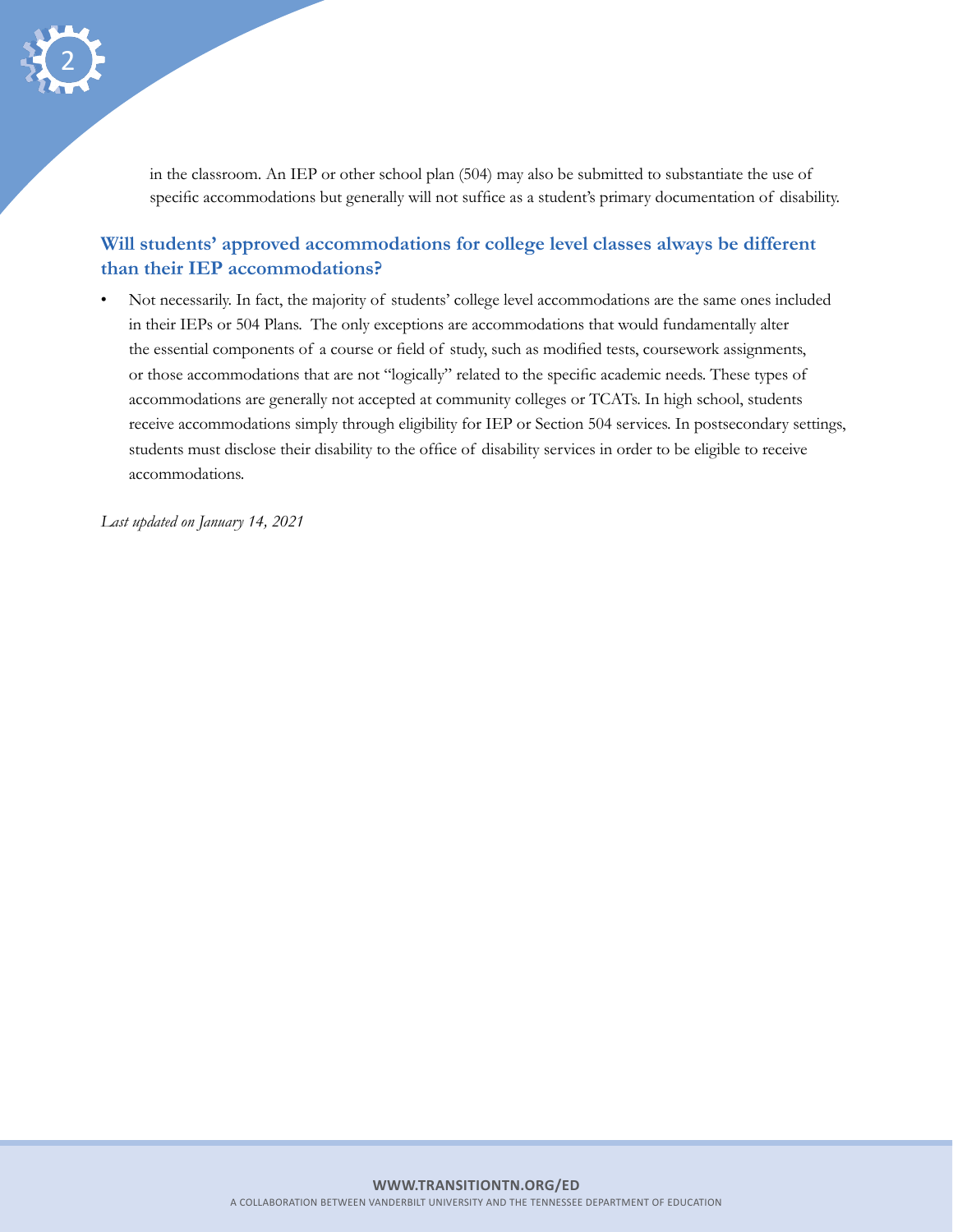in the classroom. An IEP or other school plan (504) may also be submitted to substantiate the use of specific accommodations but generally will not suffice as a student's primary documentation of disability.

### Will students' approved accommodations for college level classes always be different than their IEP accommodations?

- Not necessarily. In fact, the majority of students' college level accommodations are the same ones included in their IEPs or 504 Plans. The only exceptions are accommodations that would fundamentally alter the essential components of a course or field of study, such as modified tests, coursework assignments, or those accommodations that are not "logically" related to the specific academic needs. These types of accommodations are generally not accepted at community colleges or TCATs. In high school, students receive accommodations simply through eligibility for IEP or Section 504 services. In postsecondary settings, students must disclose their disability to the office of disability services in order to be eligible to receive accommodations.

*Last updated on January 14, 2021*